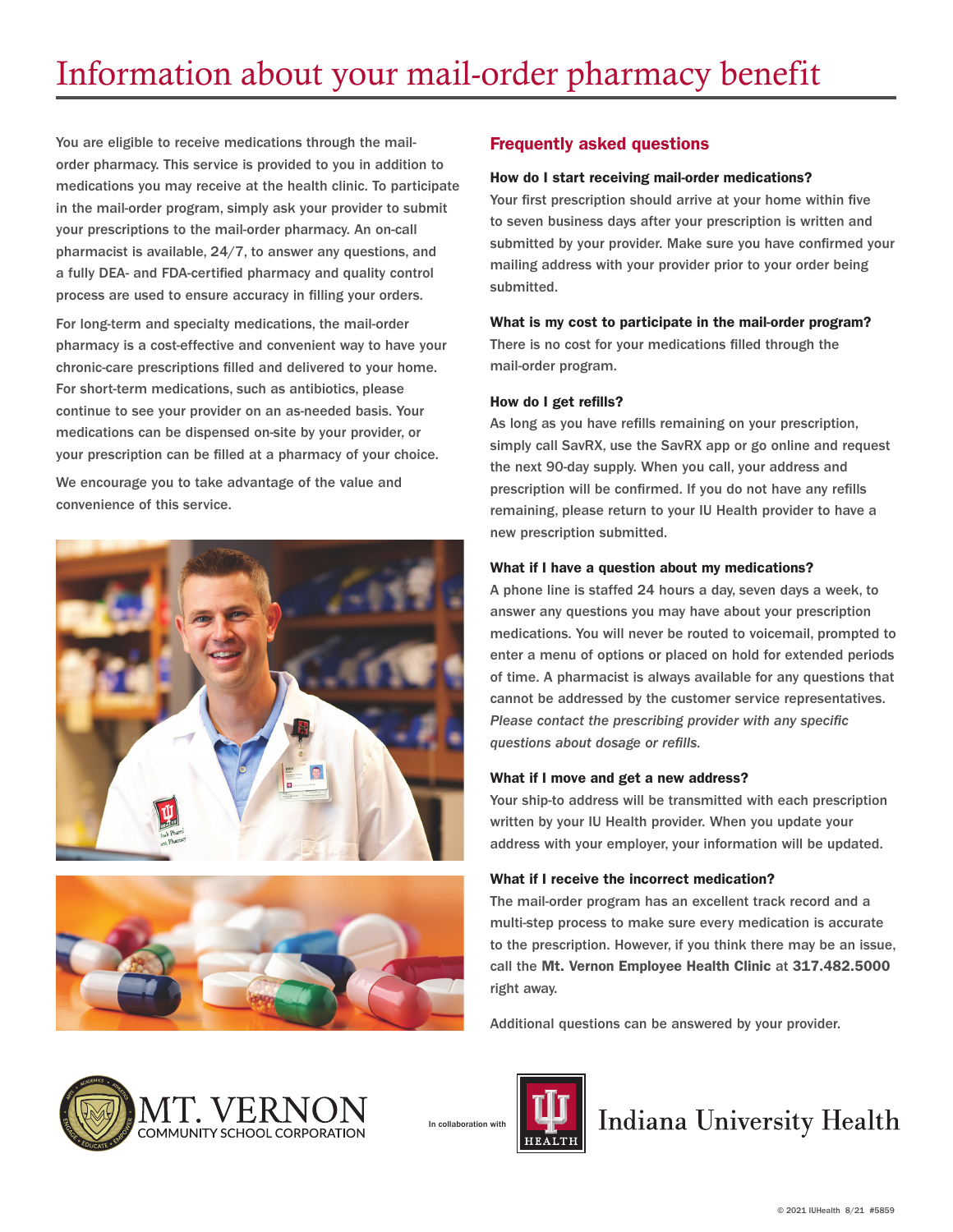# Information about your mail-order pharmacy benefit

You are eligible to receive medications through the mail-order pharmacy. This service is provided to you in addition to medications you may receive at the health clinic. To participate in the mail-order program, simply ask your provider to submit your prescriptions to the mail-order pharmacy. An on-call pharmacist is available, 24/7, to answer any questions, and a fully DEA- and FDA-certified pharmacy and quality control process are used to ensure accuracy in filling your orders.

For long-term and specialty medications, the mail-order pharmacy is a cost-effective and convenient way to have your chronic-care prescriptions filled and delivered to your home. For short-term medications, such as antibiotics, please continue to see your provider on an as-needed basis. Your medications can be dispensed on-site by your provider, or your prescription can be filled at a pharmacy of your choice.

We encourage you to take advantage of the value and convenience of this service.

## Frequently asked questions

### How do I start receiving mail-order medications?

Your first prescription should arrive at your home within five to seven business days after your prescription is written and submitted by your provider. Make sure you have confirmed your mailing address with your provider prior to your order being submitted.

### What is my cost to participate in the mail-order program?

There is no cost for your medications filled through the mail-order program.

### How do I get refills?

As long as you have refills remaining on your prescription, simply call SavRX, use the SavRX app or go online and request the next 90-day supply. When you call, your address and prescription will be confirmed. If you do not have any refills remaining, please return to your IU Health provider to have a new prescription submitted.

### What if I have a question about my medications?

A phone line is staffed 24 hours a day, seven days a week, to answer any questions you may have about your prescription medications. You will never be routed to voicemail, prompted to enter a menu of options or placed on hold for extended periods of time. A pharmacist is always available for any questions that cannot be addressed by the customer service representatives. *Please contact the prescribing provider with any specific questions about dosage or refills.*

### What if I move and get a new address?

Your ship-to address will be transmitted with each prescription written by your IU Health provider. When you update your address with your employer, your information will be updated.

### What if I receive the incorrect medication?

The mail-order program has an excellent track record and a multi-step process to make sure every medication is accurate to the prescription. However, if you think there may be an issue, call the **Mt. Vernon Employee Health Clinic** at **317.482.5000** right away.

Additional questions can be answered by your provider.

MT. VERNON COMMUNITY SCHOOL CORPORATION

In collaboration with

Indiana University Health

© 2021 IUHealth 8/21 #5859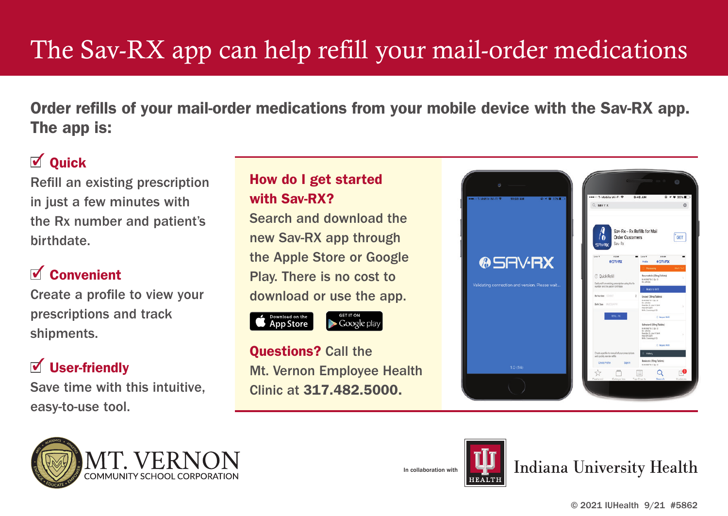# The Sav-RX app can help refill your mail-order medications

**Order refills of your mail-order medications from your mobile device with the Sav-RX app. The app is:**

☑ **Quick**

Refill an existing prescription in just a few minutes with the Rx number and patient's birthdate.

☑ **Convenient**

Create a profile to view your prescriptions and track shipments.

☑ **User-friendly**

Save time with this intuitive, easy-to-use tool.

## How do I get started with Sav-RX?

Search and download the new Sav-RX app through the Apple Store or Google Play. There is no cost to download or use the app.

Download on the App Store

GET IT ON Google play

**Questions?** Call the Mt. Vernon Employee Health Clinic at **317.482.5000.**

MT. VERNON COMMUNITY SCHOOL CORPORATION

In collaboration with

Indiana University Health

© 2021 IUHealth 9/21 #5862